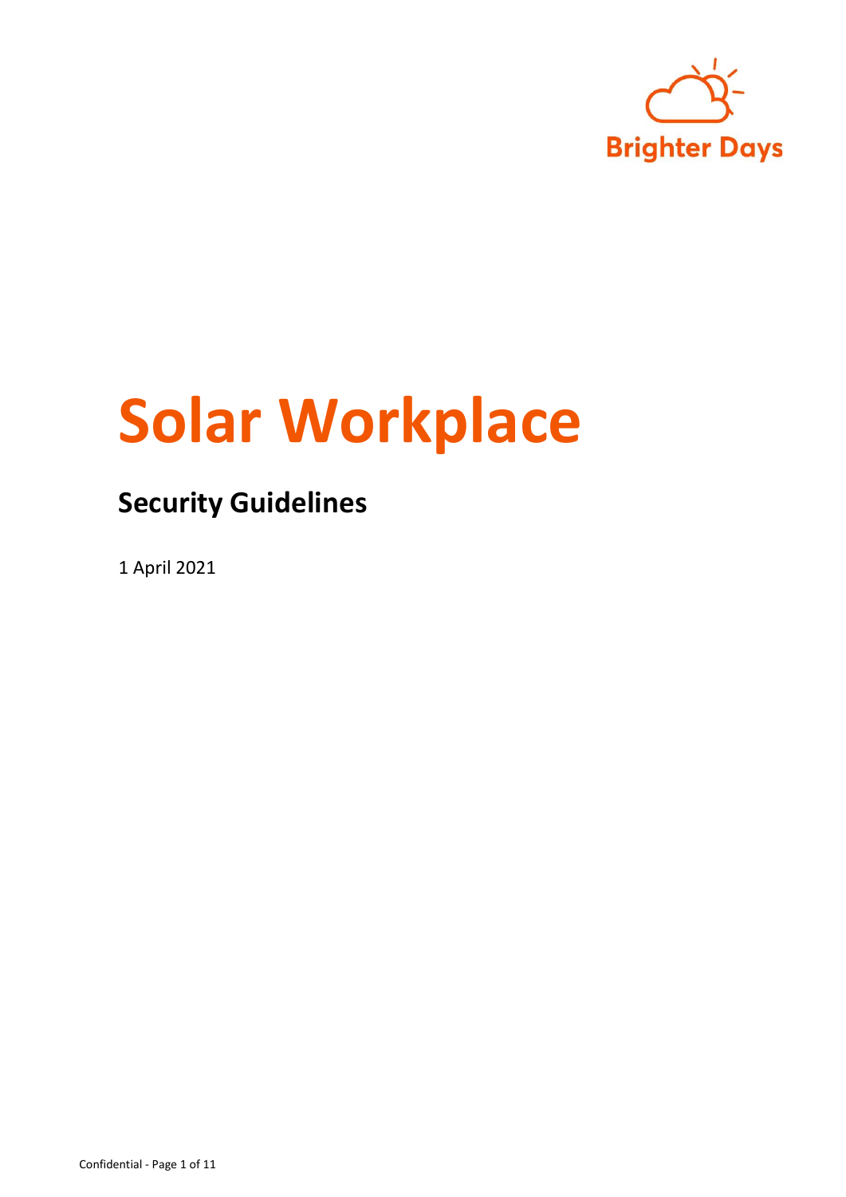Brighter Days

# Solar Workplace

## Security Guidelines

1 April 2021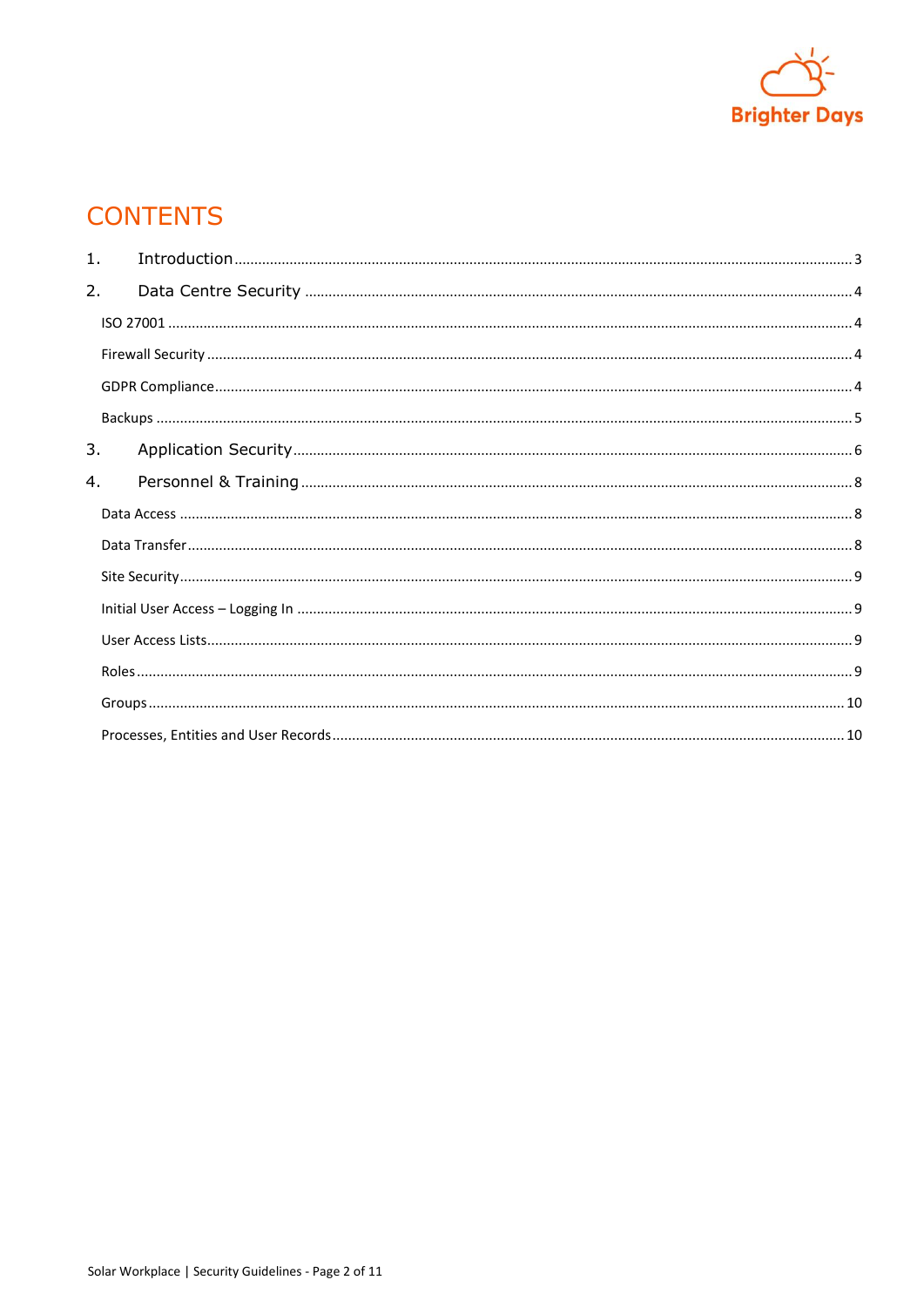# CONTENTS

1. Introduction ........ 3
2. Data Centre Security ........ 4
   - ISO 27001 ........ 4
   - Firewall Security ........ 4
   - GDPR Compliance ........ 4
   - Backups ........ 5
3. Application Security ........ 6
4. Personnel & Training ........ 8
   - Data Access ........ 8
   - Data Transfer ........ 8
   - Site Security ........ 9
   - Initial User Access – Logging In ........ 9
   - User Access Lists ........ 9
   - Roles ........ 9
   - Groups ........ 10
   - Processes, Entities and User Records ........ 10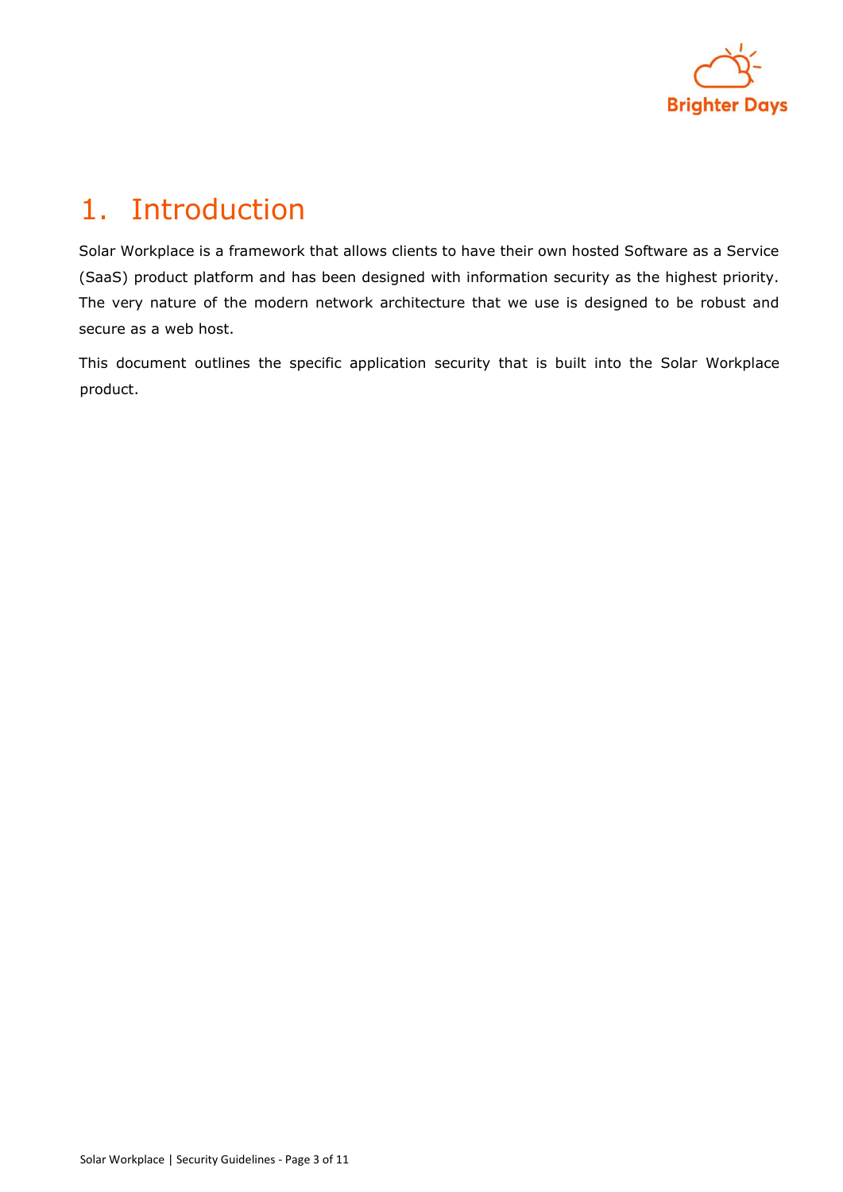# 1. Introduction

Solar Workplace is a framework that allows clients to have their own hosted Software as a Service (SaaS) product platform and has been designed with information security as the highest priority. The very nature of the modern network architecture that we use is designed to be robust and secure as a web host.

This document outlines the specific application security that is built into the Solar Workplace product.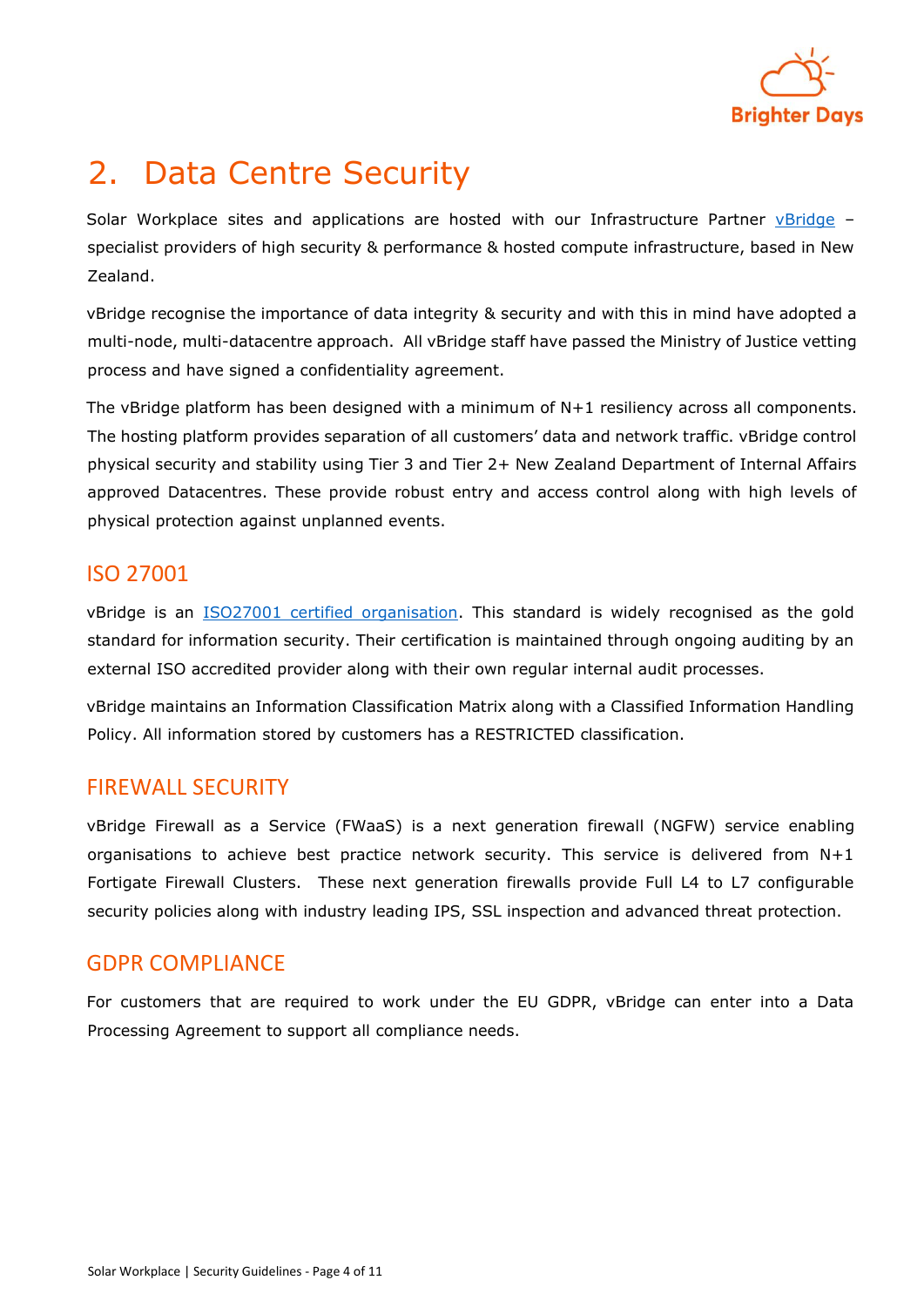# 2. Data Centre Security

Solar Workplace sites and applications are hosted with our Infrastructure Partner vBridge – specialist providers of high security & performance & hosted compute infrastructure, based in New Zealand.

vBridge recognise the importance of data integrity & security and with this in mind have adopted a multi-node, multi-datacentre approach. All vBridge staff have passed the Ministry of Justice vetting process and have signed a confidentiality agreement.

The vBridge platform has been designed with a minimum of N+1 resiliency across all components. The hosting platform provides separation of all customers' data and network traffic. vBridge control physical security and stability using Tier 3 and Tier 2+ New Zealand Department of Internal Affairs approved Datacentres. These provide robust entry and access control along with high levels of physical protection against unplanned events.

## ISO 27001

vBridge is an ISO27001 certified organisation. This standard is widely recognised as the gold standard for information security. Their certification is maintained through ongoing auditing by an external ISO accredited provider along with their own regular internal audit processes.

vBridge maintains an Information Classification Matrix along with a Classified Information Handling Policy. All information stored by customers has a RESTRICTED classification.

## FIREWALL SECURITY

vBridge Firewall as a Service (FWaaS) is a next generation firewall (NGFW) service enabling organisations to achieve best practice network security. This service is delivered from N+1 Fortigate Firewall Clusters. These next generation firewalls provide Full L4 to L7 configurable security policies along with industry leading IPS, SSL inspection and advanced threat protection.

## GDPR COMPLIANCE

For customers that are required to work under the EU GDPR, vBridge can enter into a Data Processing Agreement to support all compliance needs.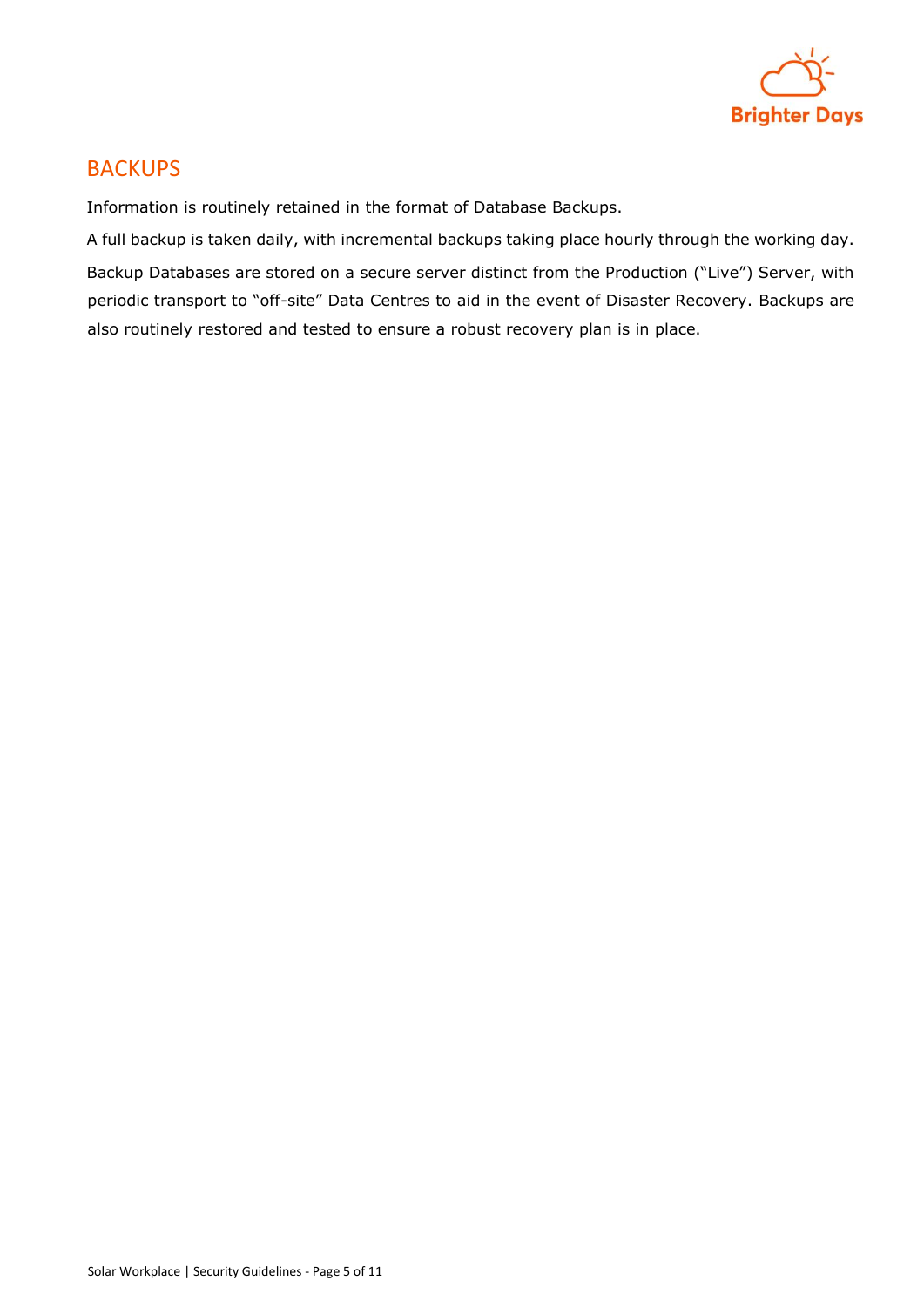## BACKUPS

Information is routinely retained in the format of Database Backups.

A full backup is taken daily, with incremental backups taking place hourly through the working day.

Backup Databases are stored on a secure server distinct from the Production ("Live") Server, with periodic transport to "off-site" Data Centres to aid in the event of Disaster Recovery. Backups are also routinely restored and tested to ensure a robust recovery plan is in place.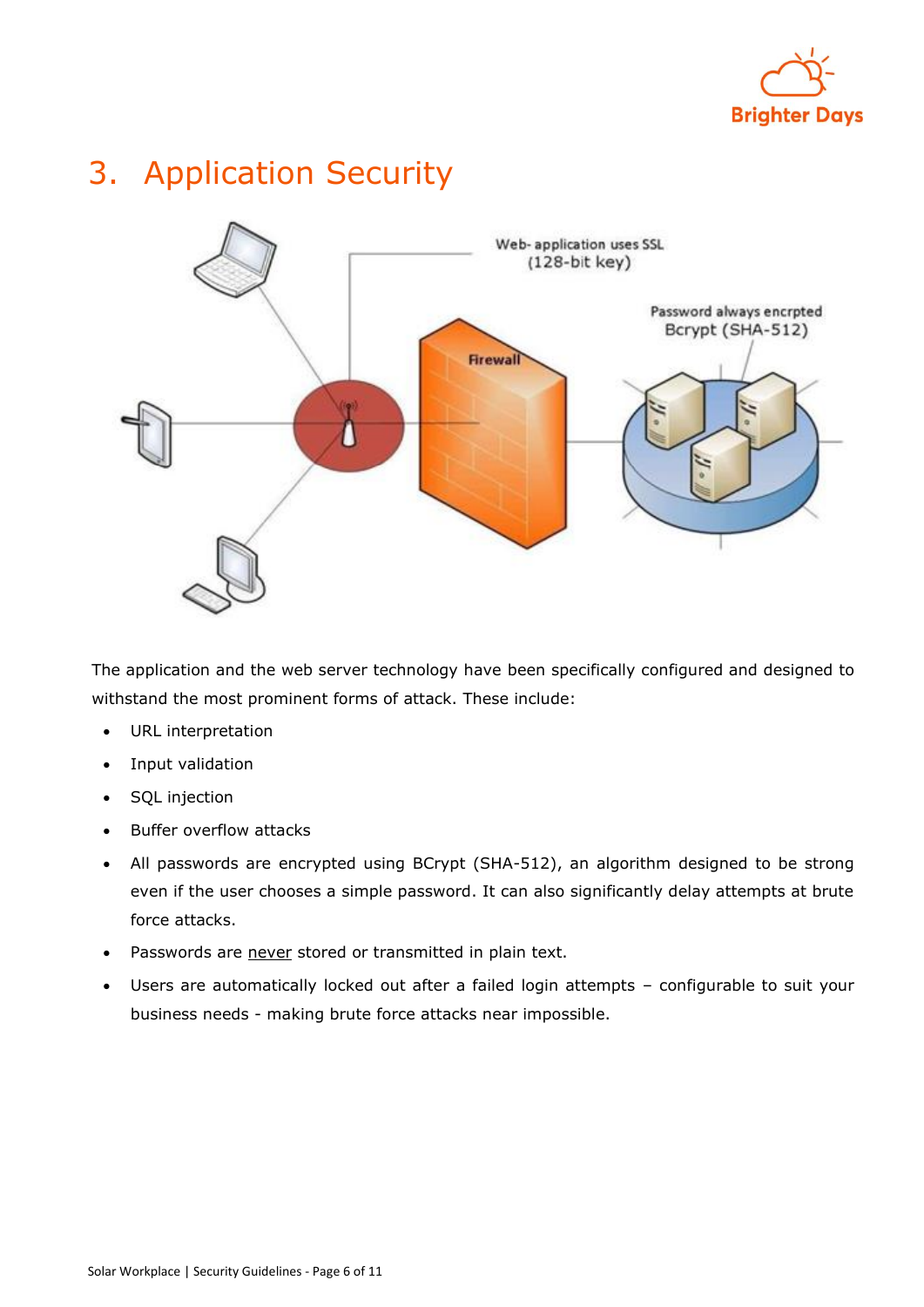# 3. Application Security

The application and the web server technology have been specifically configured and designed to withstand the most prominent forms of attack. These include:

- URL interpretation
- Input validation
- SQL injection
- Buffer overflow attacks
- All passwords are encrypted using BCrypt (SHA-512), an algorithm designed to be strong even if the user chooses a simple password. It can also significantly delay attempts at brute force attacks.
- Passwords are never stored or transmitted in plain text.
- Users are automatically locked out after a failed login attempts – configurable to suit your business needs - making brute force attacks near impossible.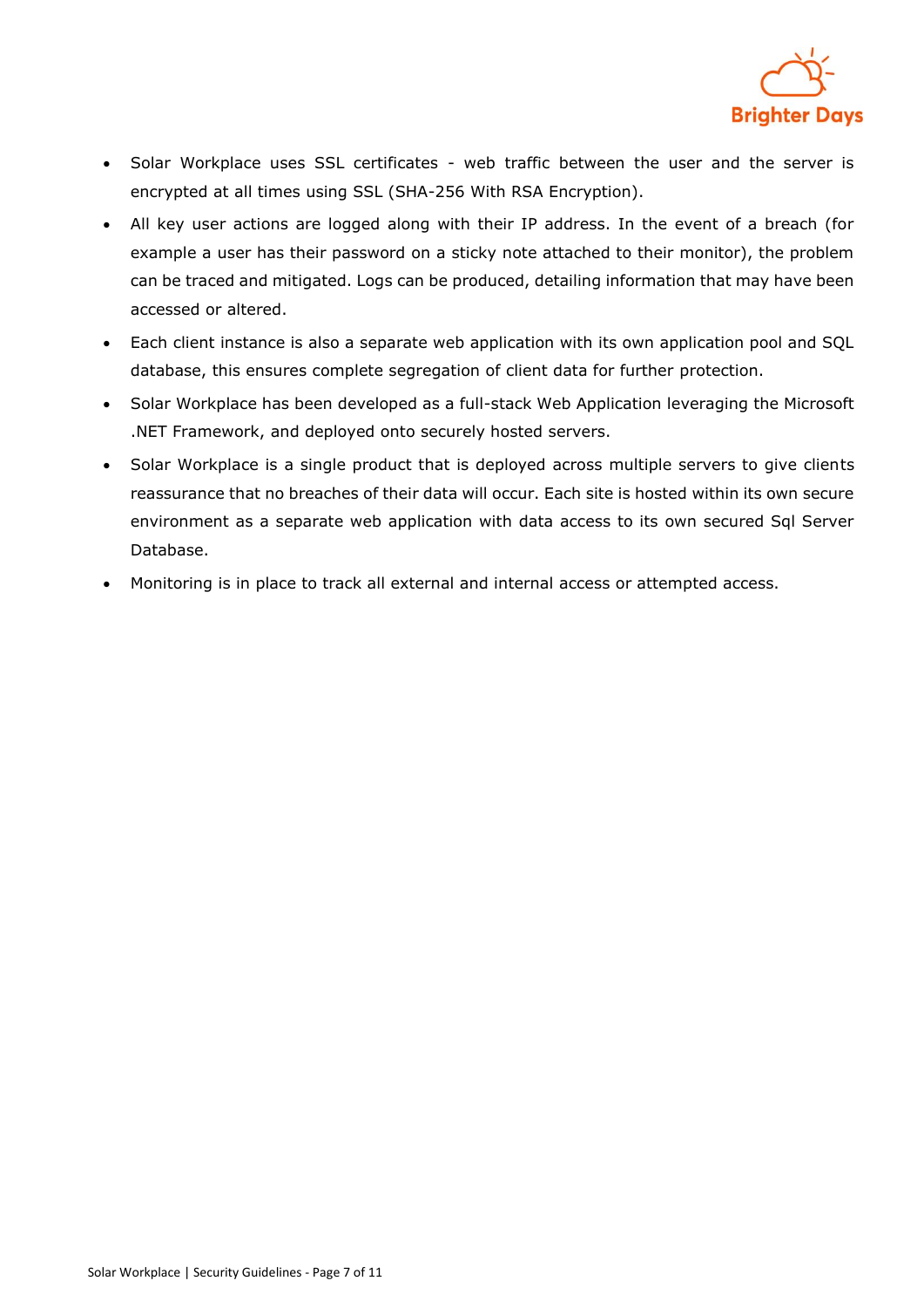- Solar Workplace uses SSL certificates - web traffic between the user and the server is encrypted at all times using SSL (SHA-256 With RSA Encryption).
- All key user actions are logged along with their IP address. In the event of a breach (for example a user has their password on a sticky note attached to their monitor), the problem can be traced and mitigated. Logs can be produced, detailing information that may have been accessed or altered.
- Each client instance is also a separate web application with its own application pool and SQL database, this ensures complete segregation of client data for further protection.
- Solar Workplace has been developed as a full-stack Web Application leveraging the Microsoft .NET Framework, and deployed onto securely hosted servers.
- Solar Workplace is a single product that is deployed across multiple servers to give clients reassurance that no breaches of their data will occur. Each site is hosted within its own secure environment as a separate web application with data access to its own secured Sql Server Database.
- Monitoring is in place to track all external and internal access or attempted access.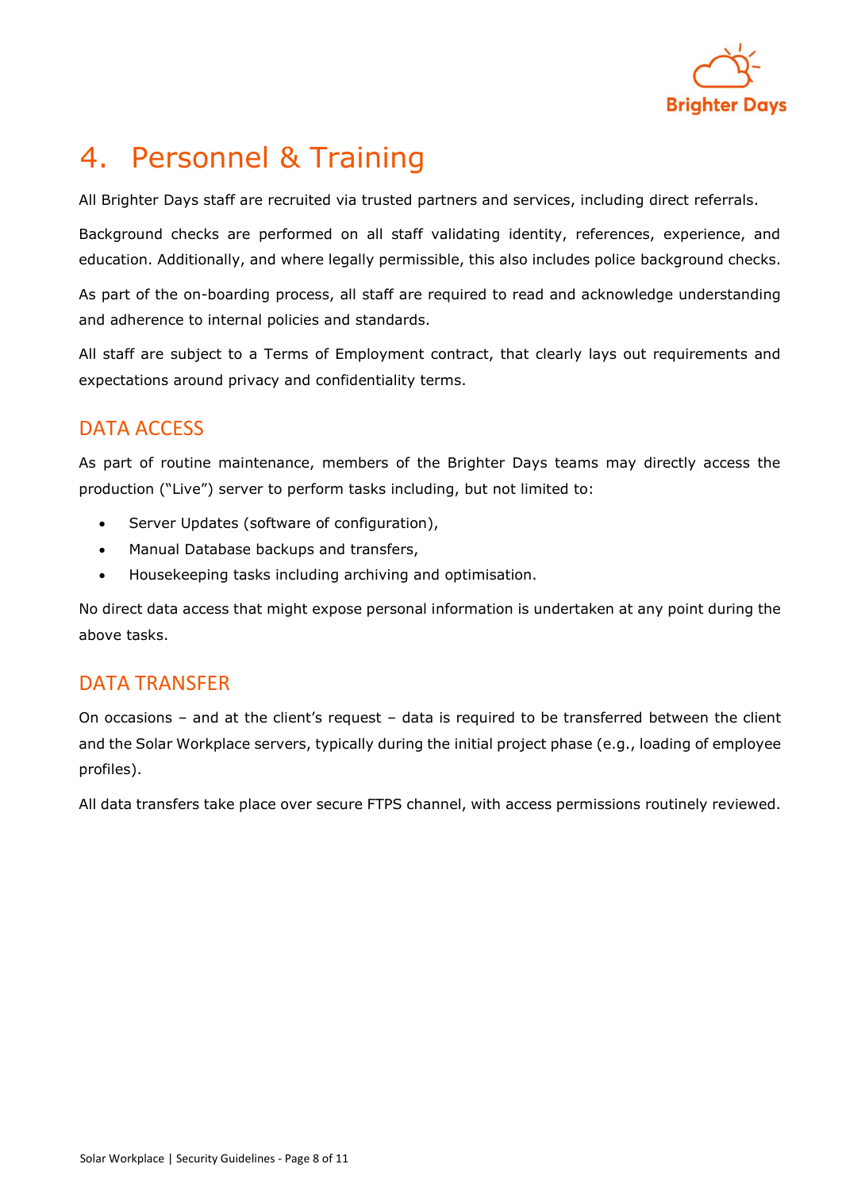# 4. Personnel & Training

All Brighter Days staff are recruited via trusted partners and services, including direct referrals.

Background checks are performed on all staff validating identity, references, experience, and education. Additionally, and where legally permissible, this also includes police background checks.

As part of the on-boarding process, all staff are required to read and acknowledge understanding and adherence to internal policies and standards.

All staff are subject to a Terms of Employment contract, that clearly lays out requirements and expectations around privacy and confidentiality terms.

## DATA ACCESS

As part of routine maintenance, members of the Brighter Days teams may directly access the production ("Live") server to perform tasks including, but not limited to:

- Server Updates (software of configuration),
- Manual Database backups and transfers,
- Housekeeping tasks including archiving and optimisation.

No direct data access that might expose personal information is undertaken at any point during the above tasks.

## DATA TRANSFER

On occasions – and at the client's request – data is required to be transferred between the client and the Solar Workplace servers, typically during the initial project phase (e.g., loading of employee profiles).

All data transfers take place over secure FTPS channel, with access permissions routinely reviewed.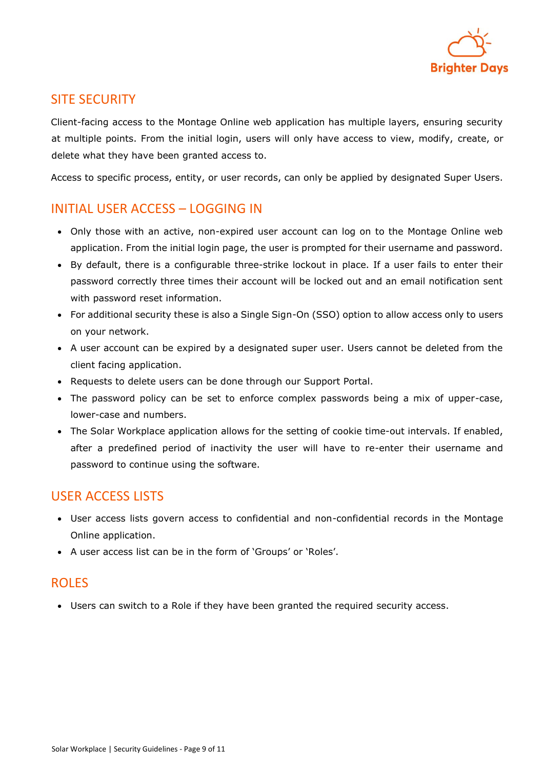## SITE SECURITY

Client-facing access to the Montage Online web application has multiple layers, ensuring security at multiple points. From the initial login, users will only have access to view, modify, create, or delete what they have been granted access to.

Access to specific process, entity, or user records, can only be applied by designated Super Users.

## INITIAL USER ACCESS – LOGGING IN

- Only those with an active, non-expired user account can log on to the Montage Online web application. From the initial login page, the user is prompted for their username and password.
- By default, there is a configurable three-strike lockout in place. If a user fails to enter their password correctly three times their account will be locked out and an email notification sent with password reset information.
- For additional security these is also a Single Sign-On (SSO) option to allow access only to users on your network.
- A user account can be expired by a designated super user. Users cannot be deleted from the client facing application.
- Requests to delete users can be done through our Support Portal.
- The password policy can be set to enforce complex passwords being a mix of upper-case, lower-case and numbers.
- The Solar Workplace application allows for the setting of cookie time-out intervals. If enabled, after a predefined period of inactivity the user will have to re-enter their username and password to continue using the software.

## USER ACCESS LISTS

- User access lists govern access to confidential and non-confidential records in the Montage Online application.
- A user access list can be in the form of 'Groups' or 'Roles'.

## ROLES

- Users can switch to a Role if they have been granted the required security access.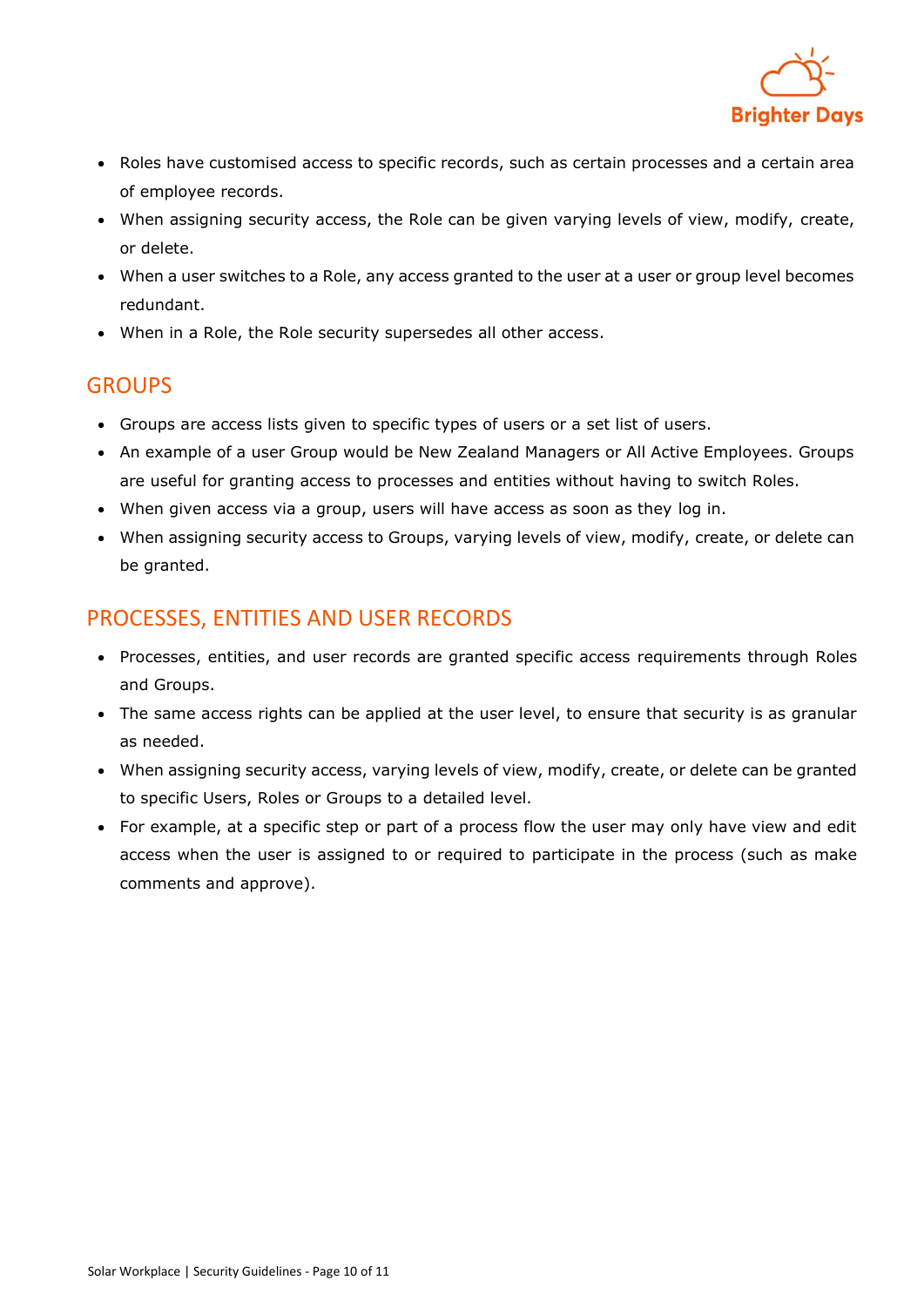- Roles have customised access to specific records, such as certain processes and a certain area of employee records.
- When assigning security access, the Role can be given varying levels of view, modify, create, or delete.
- When a user switches to a Role, any access granted to the user at a user or group level becomes redundant.
- When in a Role, the Role security supersedes all other access.

## GROUPS

- Groups are access lists given to specific types of users or a set list of users.
- An example of a user Group would be New Zealand Managers or All Active Employees. Groups are useful for granting access to processes and entities without having to switch Roles.
- When given access via a group, users will have access as soon as they log in.
- When assigning security access to Groups, varying levels of view, modify, create, or delete can be granted.

## PROCESSES, ENTITIES AND USER RECORDS

- Processes, entities, and user records are granted specific access requirements through Roles and Groups.
- The same access rights can be applied at the user level, to ensure that security is as granular as needed.
- When assigning security access, varying levels of view, modify, create, or delete can be granted to specific Users, Roles or Groups to a detailed level.
- For example, at a specific step or part of a process flow the user may only have view and edit access when the user is assigned to or required to participate in the process (such as make comments and approve).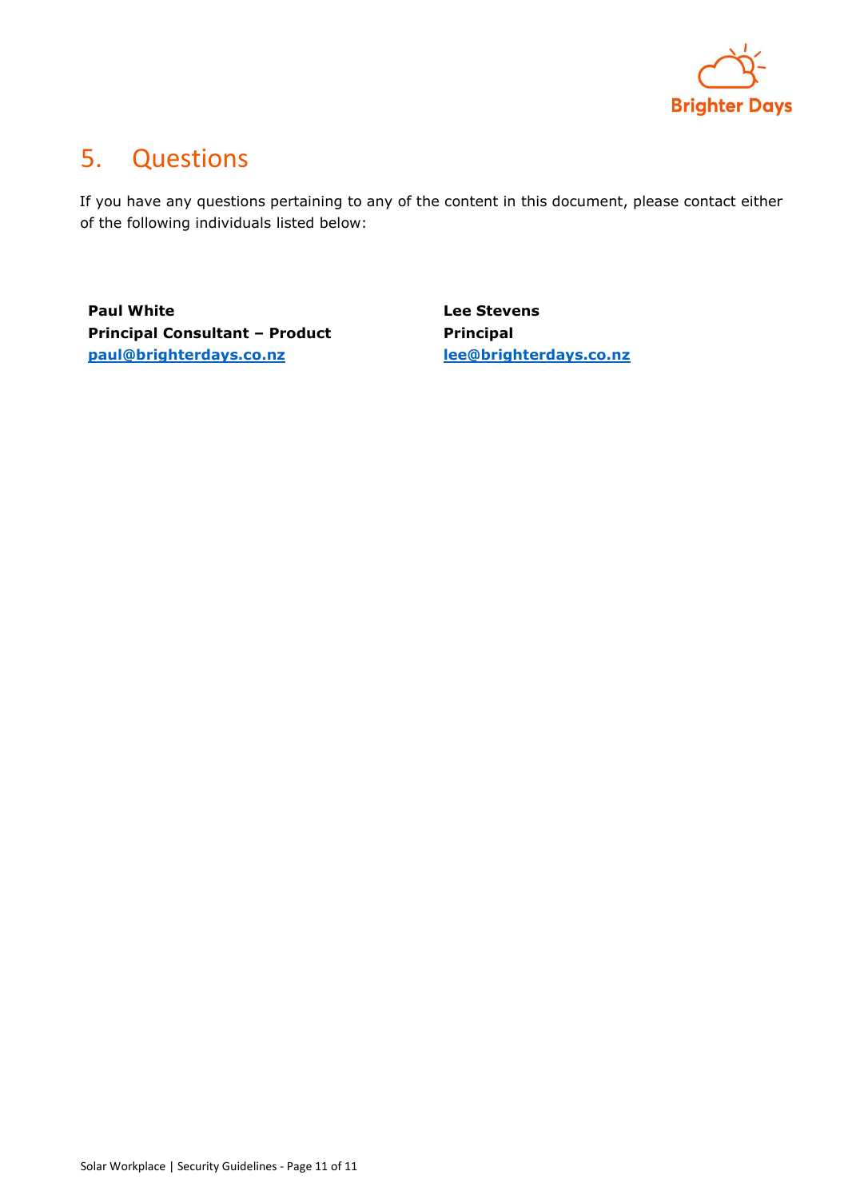## 5. Questions

If you have any questions pertaining to any of the content in this document, please contact either of the following individuals listed below:

**Paul White**
**Principal Consultant – Product**
**paul@brighterdays.co.nz**

**Lee Stevens**
**Principal**
**lee@brighterdays.co.nz**